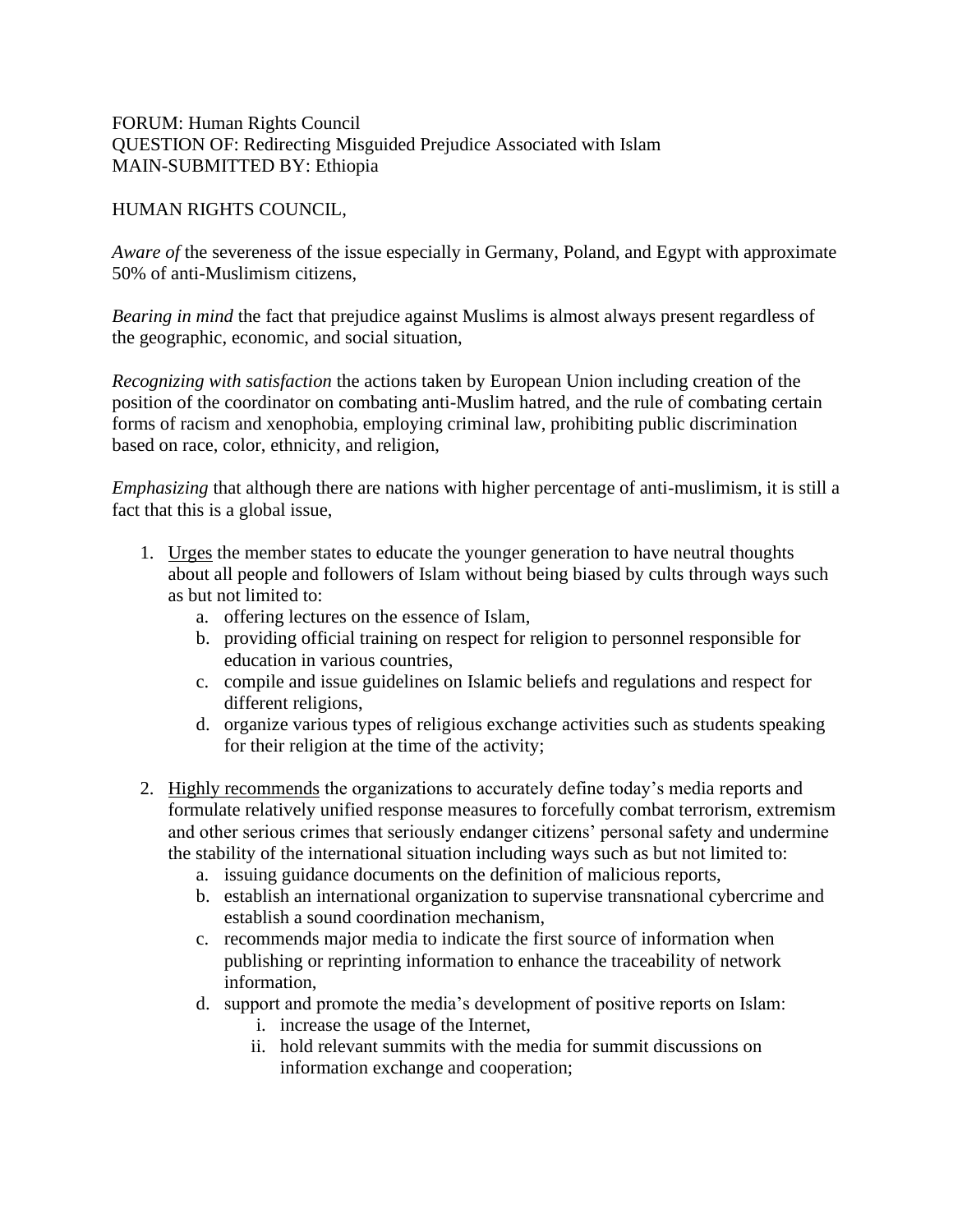FORUM: Human Rights Council
QUESTION OF: Redirecting Misguided Prejudice Associated with Islam
MAIN-SUBMITTED BY: Ethiopia

HUMAN RIGHTS COUNCIL,

*Aware of* the severeness of the issue especially in Germany, Poland, and Egypt with approximate 50% of anti-Muslimism citizens,

*Bearing in mind* the fact that prejudice against Muslims is almost always present regardless of the geographic, economic, and social situation,

*Recognizing with satisfaction* the actions taken by European Union including creation of the position of the coordinator on combating anti-Muslim hatred, and the rule of combating certain forms of racism and xenophobia, employing criminal law, prohibiting public discrimination based on race, color, ethnicity, and religion,

*Emphasizing* that although there are nations with higher percentage of anti-muslimism, it is still a fact that this is a global issue,

1. <u>Urges</u> the member states to educate the younger generation to have neutral thoughts about all people and followers of Islam without being biased by cults through ways such as but not limited to:
    a. offering lectures on the essence of Islam,
    b. providing official training on respect for religion to personnel responsible for education in various countries,
    c. compile and issue guidelines on Islamic beliefs and regulations and respect for different religions,
    d. organize various types of religious exchange activities such as students speaking for their religion at the time of the activity;

2. <u>Highly recommends</u> the organizations to accurately define today's media reports and formulate relatively unified response measures to forcefully combat terrorism, extremism and other serious crimes that seriously endanger citizens' personal safety and undermine the stability of the international situation including ways such as but not limited to:
    a. issuing guidance documents on the definition of malicious reports,
    b. establish an international organization to supervise transnational cybercrime and establish a sound coordination mechanism,
    c. recommends major media to indicate the first source of information when publishing or reprinting information to enhance the traceability of network information,
    d. support and promote the media's development of positive reports on Islam:
        i. increase the usage of the Internet,
        ii. hold relevant summits with the media for summit discussions on information exchange and cooperation;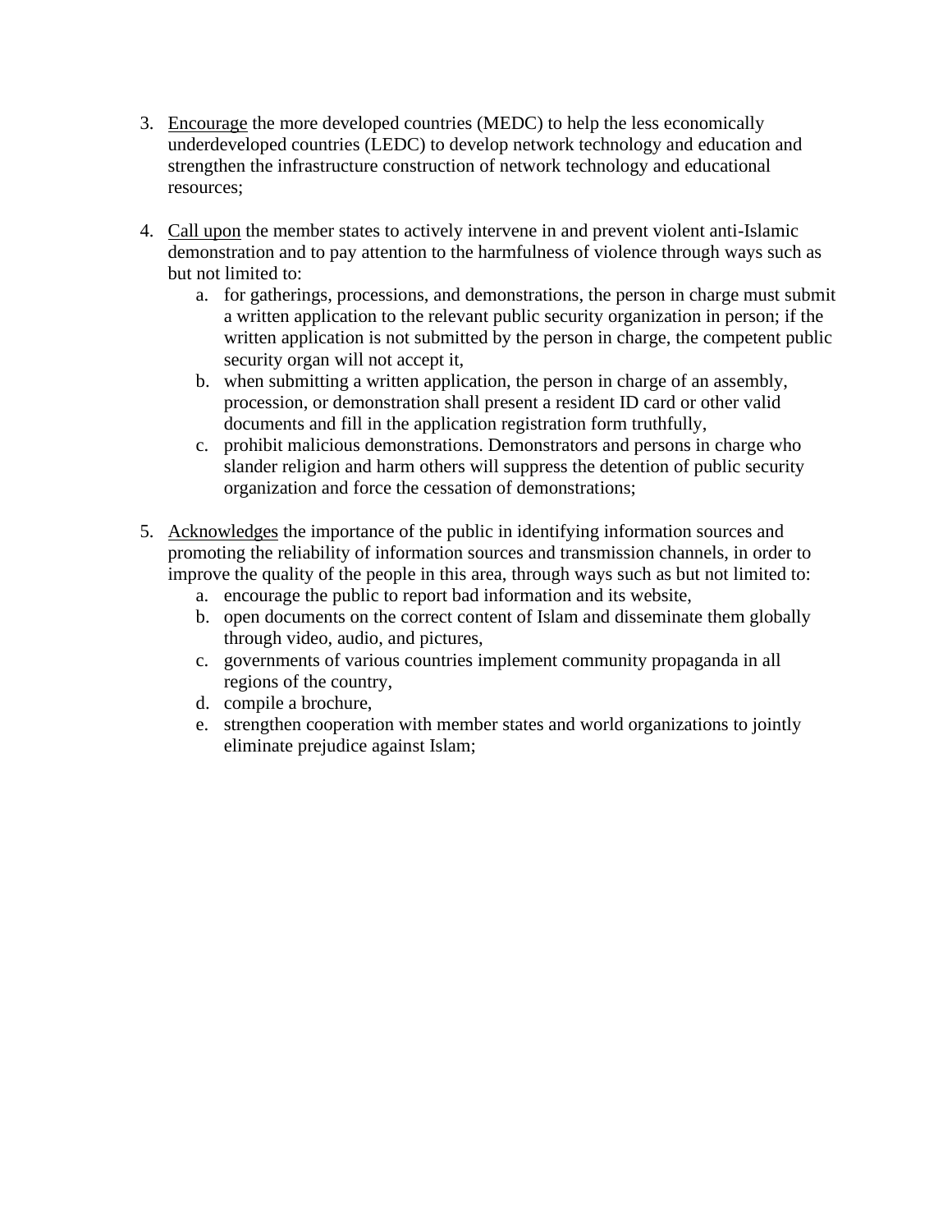3. <u>Encourage</u> the more developed countries (MEDC) to help the less economically underdeveloped countries (LEDC) to develop network technology and education and strengthen the infrastructure construction of network technology and educational resources;

4. <u>Call upon</u> the member states to actively intervene in and prevent violent anti-Islamic demonstration and to pay attention to the harmfulness of violence through ways such as but not limited to:
    a. for gatherings, processions, and demonstrations, the person in charge must submit a written application to the relevant public security organization in person; if the written application is not submitted by the person in charge, the competent public security organ will not accept it,
    b. when submitting a written application, the person in charge of an assembly, procession, or demonstration shall present a resident ID card or other valid documents and fill in the application registration form truthfully,
    c. prohibit malicious demonstrations. Demonstrators and persons in charge who slander religion and harm others will suppress the detention of public security organization and force the cessation of demonstrations;

5. <u>Acknowledges</u> the importance of the public in identifying information sources and promoting the reliability of information sources and transmission channels, in order to improve the quality of the people in this area, through ways such as but not limited to:
    a. encourage the public to report bad information and its website,
    b. open documents on the correct content of Islam and disseminate them globally through video, audio, and pictures,
    c. governments of various countries implement community propaganda in all regions of the country,
    d. compile a brochure,
    e. strengthen cooperation with member states and world organizations to jointly eliminate prejudice against Islam;